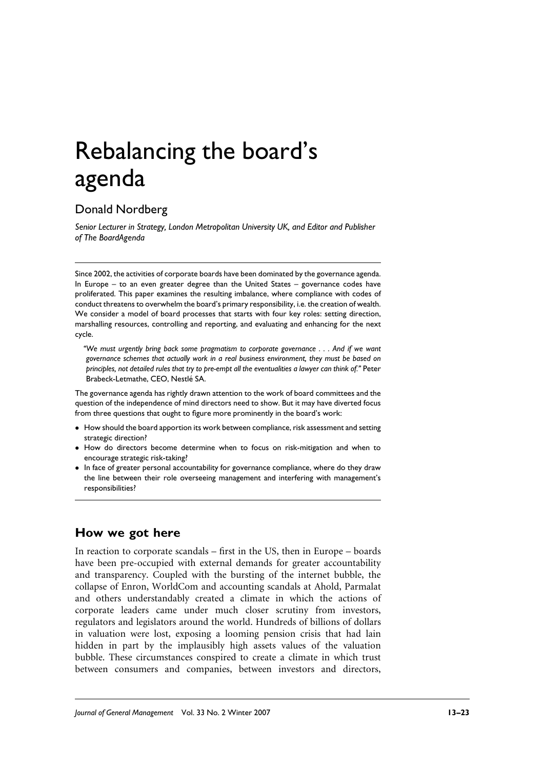# Rebalancing the board's agenda

## Donald Nordberg

*Senior Lecturer in Strategy, London Metropolitan University UK, and Editor and Publisher of The BoardAgenda*

---

Since 2002, the activities of corporate boards have been dominated by the governance agenda. In Europe – to an even greater degree than the United States – governance codes have proliferated. This paper examines the resulting imbalance, where compliance with codes of conduct threatens to overwhelm the board's primary responsibility, i.e. the creation of wealth. We consider a model of board processes that starts with four key roles: setting direction, marshalling resources, controlling and reporting, and evaluating and enhancing for the next cycle.

> *"We must urgently bring back some pragmatism to corporate governance . . . And if we want governance schemes that actually work in a real business environment, they must be based on principles, not detailed rules that try to pre-empt all the eventualities a lawyer can think of."* Peter Brabeck-Letmathe, CEO, Nestlé SA.

The governance agenda has rightly drawn attention to the work of board committees and the question of the independence of mind directors need to show. But it may have diverted focus from three questions that ought to figure more prominently in the board's work:

- How should the board apportion its work between compliance, risk assessment and setting strategic direction?
- How do directors become determine when to focus on risk-mitigation and when to encourage strategic risk-taking?
- In face of greater personal accountability for governance compliance, where do they draw the line between their role overseeing management and interfering with management's responsibilities?

---

### How we got here

In reaction to corporate scandals – first in the US, then in Europe – boards have been pre-occupied with external demands for greater accountability and transparency. Coupled with the bursting of the internet bubble, the collapse of Enron, WorldCom and accounting scandals at Ahold, Parmalat and others understandably created a climate in which the actions of corporate leaders came under much closer scrutiny from investors, regulators and legislators around the world. Hundreds of billions of dollars in valuation were lost, exposing a looming pension crisis that had lain hidden in part by the implausibly high assets values of the valuation bubble. These circumstances conspired to create a climate in which trust between consumers and companies, between investors and directors,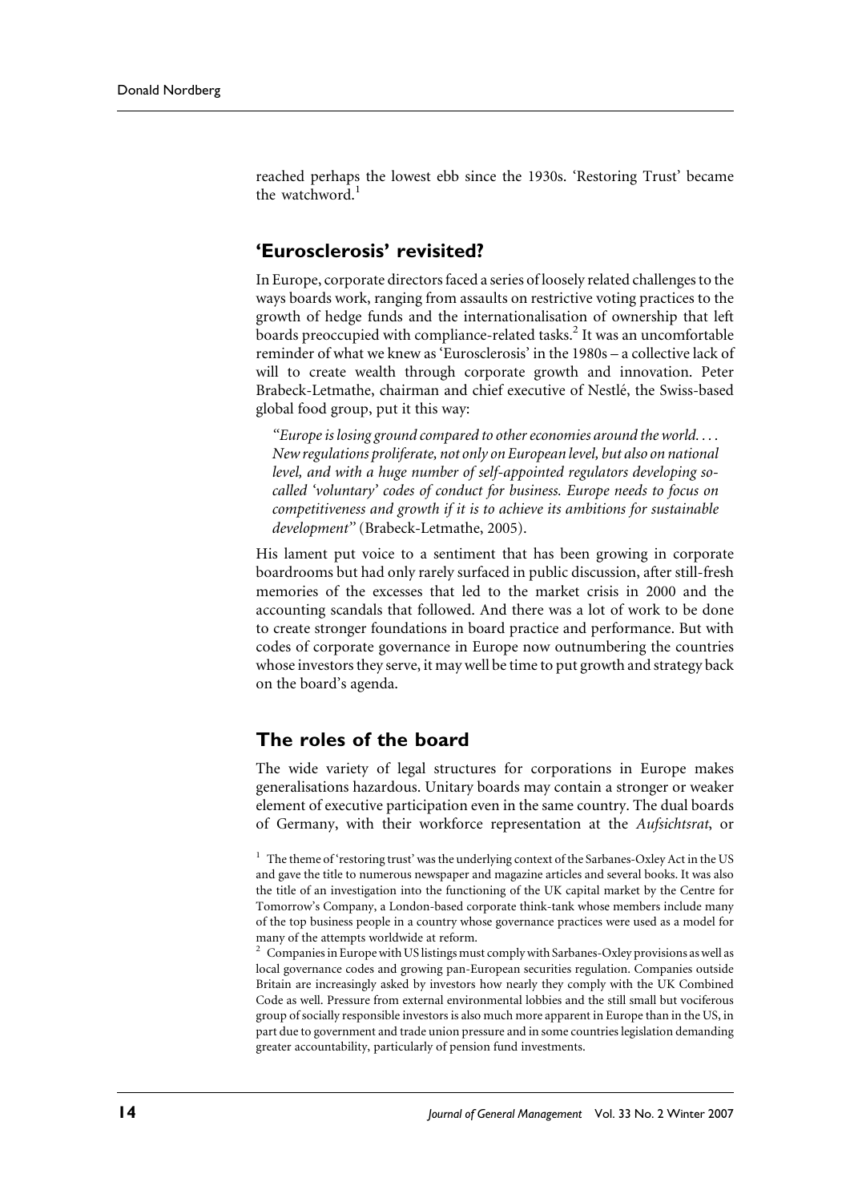reached perhaps the lowest ebb since the 1930s. 'Restoring Trust' became the watchword.[1]

## 'Eurosclerosis' revisited?

In Europe, corporate directors faced a series of loosely related challenges to the ways boards work, ranging from assaults on restrictive voting practices to the growth of hedge funds and the internationalisation of ownership that left boards preoccupied with compliance-related tasks.[2] It was an uncomfortable reminder of what we knew as 'Eurosclerosis' in the 1980s – a collective lack of will to create wealth through corporate growth and innovation. Peter Brabeck-Letmathe, chairman and chief executive of Nestlé, the Swiss-based global food group, put it this way:

> *"Europe is losing ground compared to other economies around the world. ... New regulations proliferate, not only on European level, but also on national level, and with a huge number of self-appointed regulators developing so-called 'voluntary' codes of conduct for business. Europe needs to focus on competitiveness and growth if it is to achieve its ambitions for sustainable development"* (Brabeck-Letmathe, 2005).

His lament put voice to a sentiment that has been growing in corporate boardrooms but had only rarely surfaced in public discussion, after still-fresh memories of the excesses that led to the market crisis in 2000 and the accounting scandals that followed. And there was a lot of work to be done to create stronger foundations in board practice and performance. But with codes of corporate governance in Europe now outnumbering the countries whose investors they serve, it may well be time to put growth and strategy back on the board's agenda.

## The roles of the board

The wide variety of legal structures for corporations in Europe makes generalisations hazardous. Unitary boards may contain a stronger or weaker element of executive participation even in the same country. The dual boards of Germany, with their workforce representation at the *Aufsichtsrat*, or

[1] The theme of 'restoring trust' was the underlying context of the Sarbanes-Oxley Act in the US and gave the title to numerous newspaper and magazine articles and several books. It was also the title of an investigation into the functioning of the UK capital market by the Centre for Tomorrow's Company, a London-based corporate think-tank whose members include many of the top business people in a country whose governance practices were used as a model for many of the attempts worldwide at reform.

[2] Companies in Europe with US listings must comply with Sarbanes-Oxley provisions as well as local governance codes and growing pan-European securities regulation. Companies outside Britain are increasingly asked by investors how nearly they comply with the UK Combined Code as well. Pressure from external environmental lobbies and the still small but vociferous group of socially responsible investors is also much more apparent in Europe than in the US, in part due to government and trade union pressure and in some countries legislation demanding greater accountability, particularly of pension fund investments.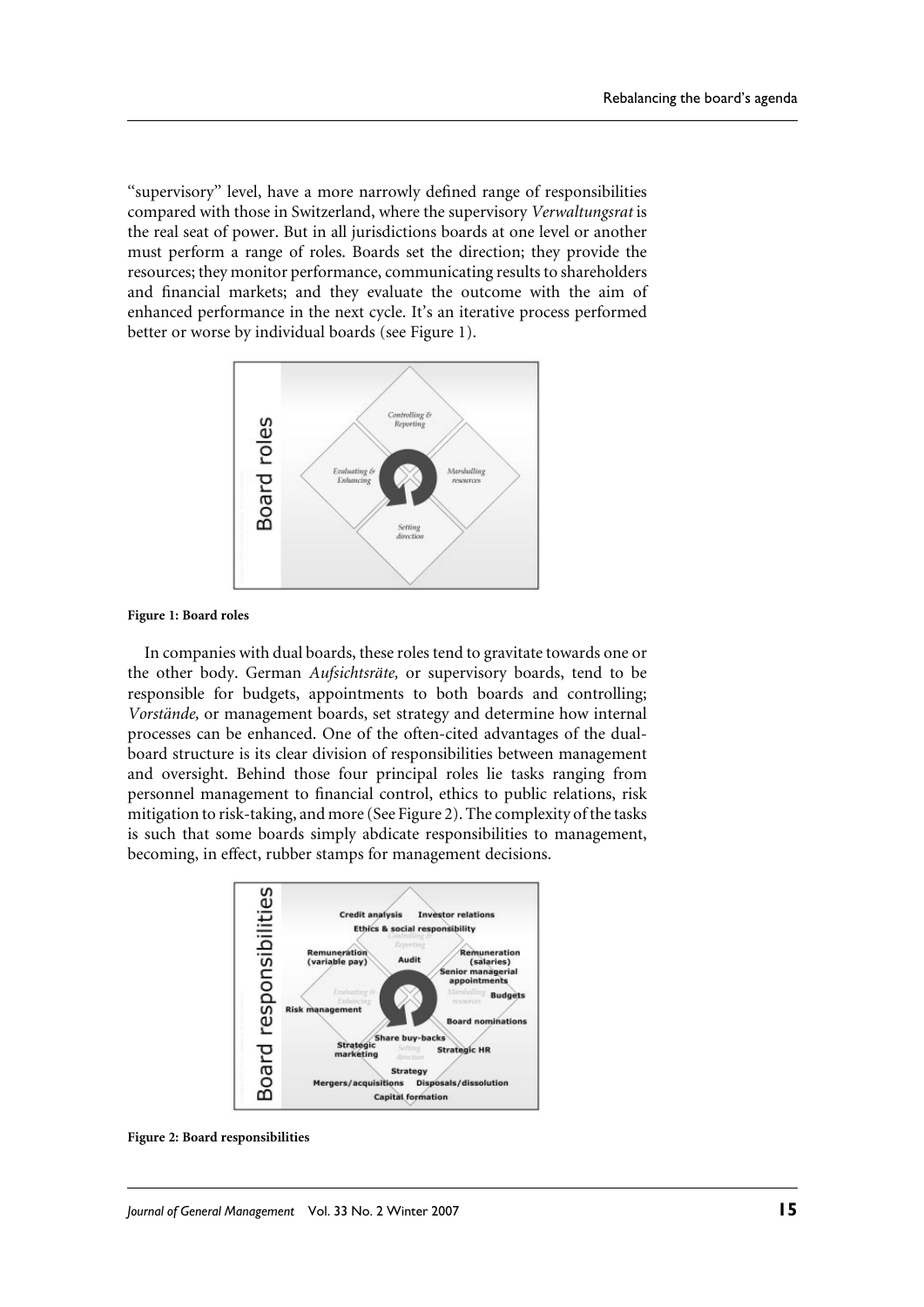"supervisory" level, have a more narrowly defined range of responsibilities compared with those in Switzerland, where the supervisory *Verwaltungsrat* is the real seat of power. But in all jurisdictions boards at one level or another must perform a range of roles. Boards set the direction; they provide the resources; they monitor performance, communicating results to shareholders and financial markets; and they evaluate the outcome with the aim of enhanced performance in the next cycle. It's an iterative process performed better or worse by individual boards (see Figure 1).

**Figure 1: Board roles**

In companies with dual boards, these roles tend to gravitate towards one or the other body. German *Aufsichtsräte,* or supervisory boards, tend to be responsible for budgets, appointments to both boards and controlling; *Vorstände,* or management boards, set strategy and determine how internal processes can be enhanced. One of the often-cited advantages of the dual-board structure is its clear division of responsibilities between management and oversight. Behind those four principal roles lie tasks ranging from personnel management to financial control, ethics to public relations, risk mitigation to risk-taking, and more (See Figure 2). The complexity of the tasks is such that some boards simply abdicate responsibilities to management, becoming, in effect, rubber stamps for management decisions.

**Figure 2: Board responsibilities**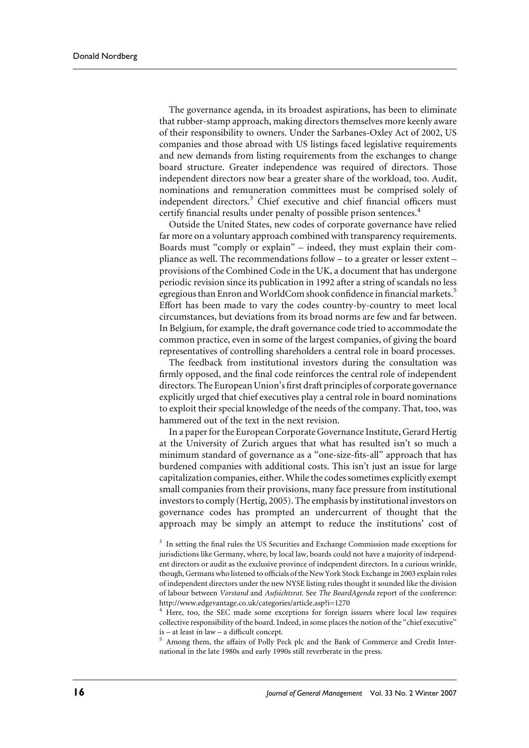The governance agenda, in its broadest aspirations, has been to eliminate that rubber-stamp approach, making directors themselves more keenly aware of their responsibility to owners. Under the Sarbanes-Oxley Act of 2002, US companies and those abroad with US listings faced legislative requirements and new demands from listing requirements from the exchanges to change board structure. Greater independence was required of directors. Those independent directors now bear a greater share of the workload, too. Audit, nominations and remuneration committees must be comprised solely of independent directors.[3] Chief executive and chief financial officers must certify financial results under penalty of possible prison sentences.[4]

Outside the United States, new codes of corporate governance have relied far more on a voluntary approach combined with transparency requirements. Boards must "comply or explain" – indeed, they must explain their compliance as well. The recommendations follow – to a greater or lesser extent – provisions of the Combined Code in the UK, a document that has undergone periodic revision since its publication in 1992 after a string of scandals no less egregious than Enron and WorldCom shook confidence in financial markets.[5] Effort has been made to vary the codes country-by-country to meet local circumstances, but deviations from its broad norms are few and far between. In Belgium, for example, the draft governance code tried to accommodate the common practice, even in some of the largest companies, of giving the board representatives of controlling shareholders a central role in board processes.

The feedback from institutional investors during the consultation was firmly opposed, and the final code reinforces the central role of independent directors. The European Union's first draft principles of corporate governance explicitly urged that chief executives play a central role in board nominations to exploit their special knowledge of the needs of the company. That, too, was hammered out of the text in the next revision.

In a paper for the European Corporate Governance Institute, Gerard Hertig at the University of Zurich argues that what has resulted isn't so much a minimum standard of governance as a "one-size-fits-all" approach that has burdened companies with additional costs. This isn't just an issue for large capitalization companies, either. While the codes sometimes explicitly exempt small companies from their provisions, many face pressure from institutional investors to comply (Hertig, 2005). The emphasis by institutional investors on governance codes has prompted an undercurrent of thought that the approach may be simply an attempt to reduce the institutions' cost of

[3] In setting the final rules the US Securities and Exchange Commission made exceptions for jurisdictions like Germany, where, by local law, boards could not have a majority of independent directors or audit as the exclusive province of independent directors. In a curious wrinkle, though, Germans who listened to officials of the New York Stock Exchange in 2003 explain roles of independent directors under the new NYSE listing rules thought it sounded like the division of labour between *Vorstand* and *Aufsichtsrat.* See *The BoardAgenda* report of the conference: http://www.edgevantage.co.uk/categories/article.asp?i=1270

[4] Here, too, the SEC made some exceptions for foreign issuers where local law requires collective responsibility of the board. Indeed, in some places the notion of the "chief executive" is – at least in law – a difficult concept.

[5] Among them, the affairs of Polly Peck plc and the Bank of Commerce and Credit International in the late 1980s and early 1990s still reverberate in the press.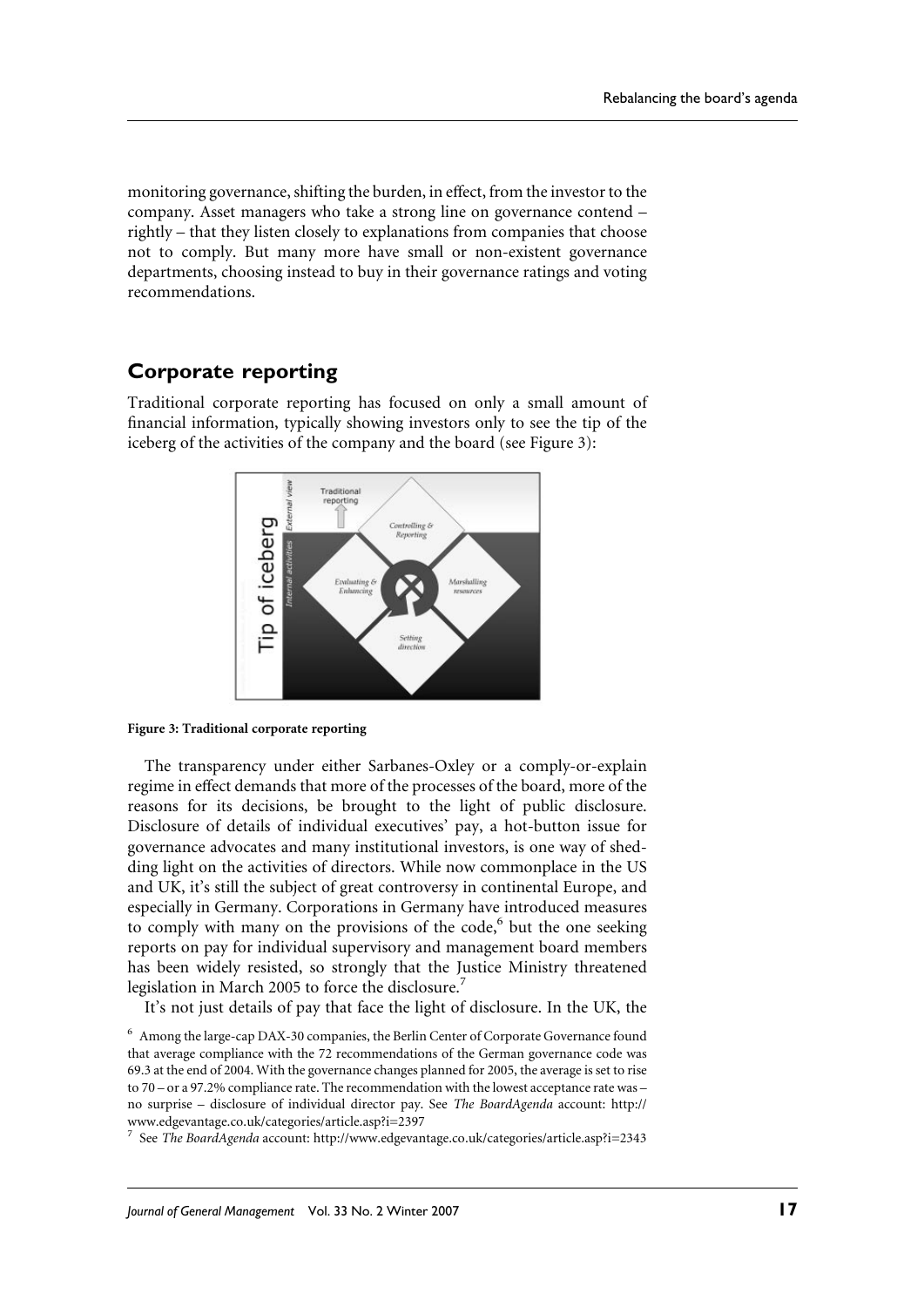monitoring governance, shifting the burden, in effect, from the investor to the company. Asset managers who take a strong line on governance contend – rightly – that they listen closely to explanations from companies that choose not to comply. But many more have small or non-existent governance departments, choosing instead to buy in their governance ratings and voting recommendations.

## Corporate reporting

Traditional corporate reporting has focused on only a small amount of financial information, typically showing investors only to see the tip of the iceberg of the activities of the company and the board (see Figure 3):

**Figure 3: Traditional corporate reporting**

The transparency under either Sarbanes-Oxley or a comply-or-explain regime in effect demands that more of the processes of the board, more of the reasons for its decisions, be brought to the light of public disclosure. Disclosure of details of individual executives' pay, a hot-button issue for governance advocates and many institutional investors, is one way of shedding light on the activities of directors. While now commonplace in the US and UK, it's still the subject of great controversy in continental Europe, and especially in Germany. Corporations in Germany have introduced measures to comply with many on the provisions of the code,[6] but the one seeking reports on pay for individual supervisory and management board members has been widely resisted, so strongly that the Justice Ministry threatened legislation in March 2005 to force the disclosure.[7]

It's not just details of pay that face the light of disclosure. In the UK, the

[6] Among the large-cap DAX-30 companies, the Berlin Center of Corporate Governance found that average compliance with the 72 recommendations of the German governance code was 69.3 at the end of 2004. With the governance changes planned for 2005, the average is set to rise to 70 – or a 97.2% compliance rate. The recommendation with the lowest acceptance rate was – no surprise – disclosure of individual director pay. See *The BoardAgenda* account: http://www.edgevantage.co.uk/categories/article.asp?i=2397

[7] See *The BoardAgenda* account: http://www.edgevantage.co.uk/categories/article.asp?i=2343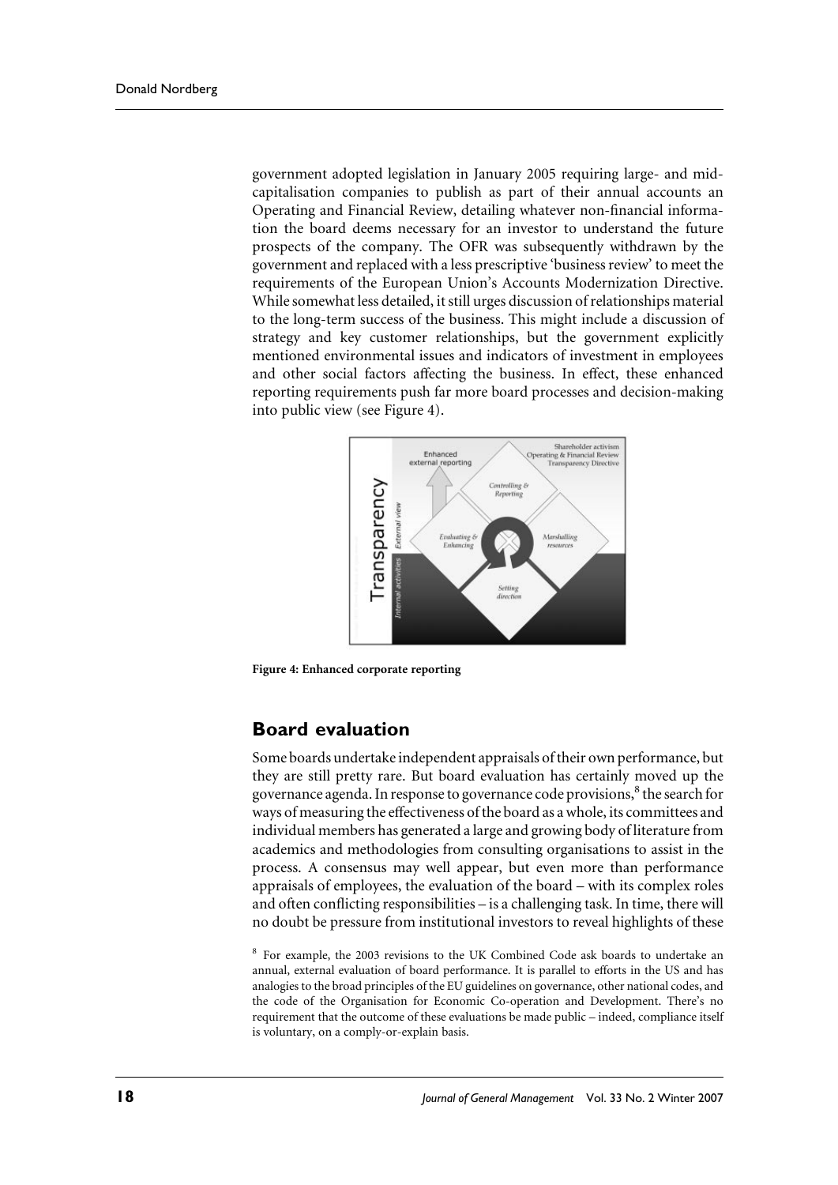government adopted legislation in January 2005 requiring large- and mid-capitalisation companies to publish as part of their annual accounts an Operating and Financial Review, detailing whatever non-financial information the board deems necessary for an investor to understand the future prospects of the company. The OFR was subsequently withdrawn by the government and replaced with a less prescriptive 'business review' to meet the requirements of the European Union's Accounts Modernization Directive. While somewhat less detailed, it still urges discussion of relationships material to the long-term success of the business. This might include a discussion of strategy and key customer relationships, but the government explicitly mentioned environmental issues and indicators of investment in employees and other social factors affecting the business. In effect, these enhanced reporting requirements push far more board processes and decision-making into public view (see Figure 4).

**Figure 4: Enhanced corporate reporting**

## Board evaluation

Some boards undertake independent appraisals of their own performance, but they are still pretty rare. But board evaluation has certainly moved up the governance agenda. In response to governance code provisions,[8] the search for ways of measuring the effectiveness of the board as a whole, its committees and individual members has generated a large and growing body of literature from academics and methodologies from consulting organisations to assist in the process. A consensus may well appear, but even more than performance appraisals of employees, the evaluation of the board – with its complex roles and often conflicting responsibilities – is a challenging task. In time, there will no doubt be pressure from institutional investors to reveal highlights of these

[8] For example, the 2003 revisions to the UK Combined Code ask boards to undertake an annual, external evaluation of board performance. It is parallel to efforts in the US and has analogies to the broad principles of the EU guidelines on governance, other national codes, and the code of the Organisation for Economic Co-operation and Development. There's no requirement that the outcome of these evaluations be made public – indeed, compliance itself is voluntary, on a comply-or-explain basis.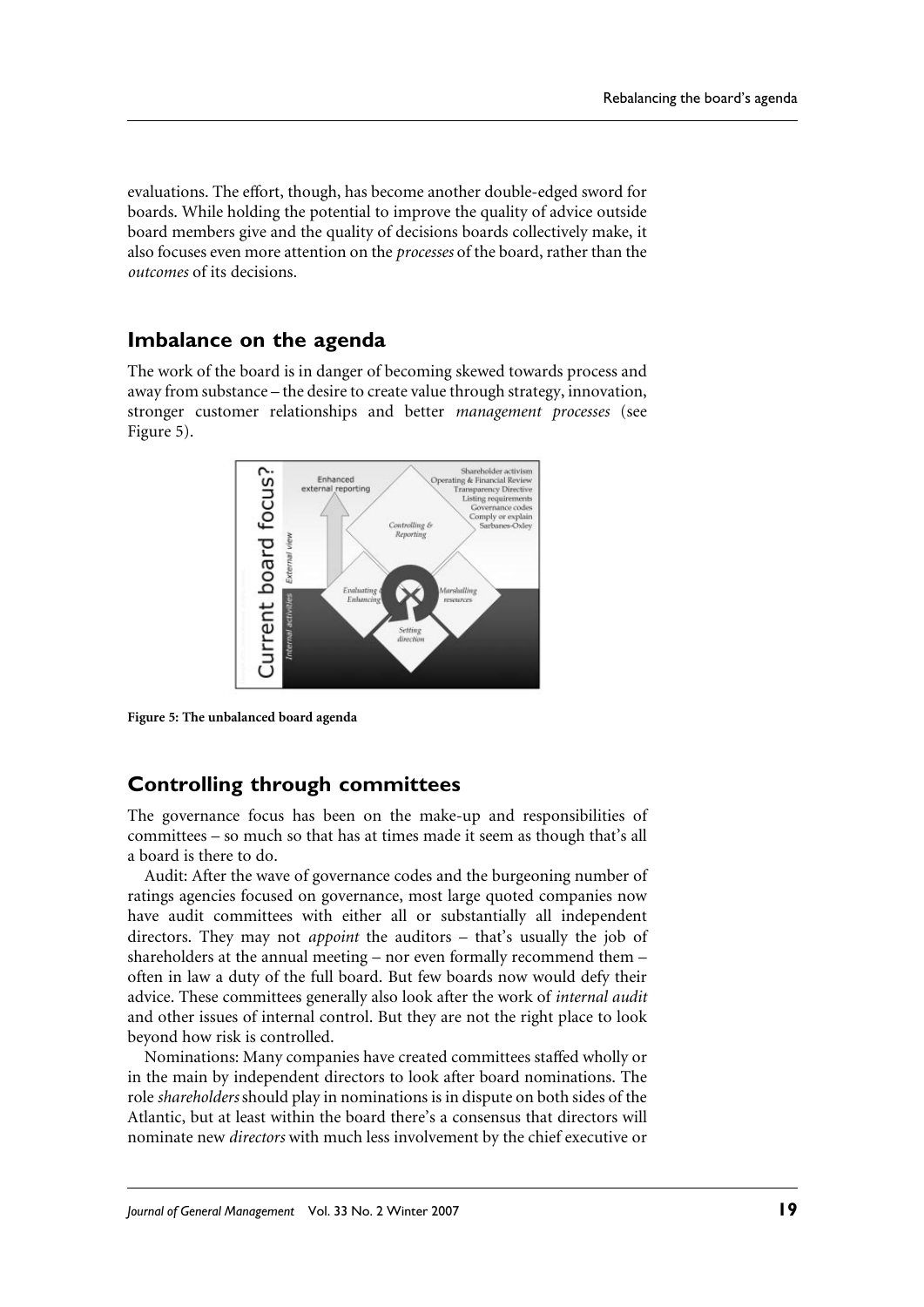evaluations. The effort, though, has become another double-edged sword for boards. While holding the potential to improve the quality of advice outside board members give and the quality of decisions boards collectively make, it also focuses even more attention on the *processes* of the board, rather than the *outcomes* of its decisions.

## Imbalance on the agenda

The work of the board is in danger of becoming skewed towards process and away from substance – the desire to create value through strategy, innovation, stronger customer relationships and better *management processes* (see Figure 5).

**Figure 5: The unbalanced board agenda**

## Controlling through committees

The governance focus has been on the make-up and responsibilities of committees – so much so that has at times made it seem as though that's all a board is there to do.

Audit: After the wave of governance codes and the burgeoning number of ratings agencies focused on governance, most large quoted companies now have audit committees with either all or substantially all independent directors. They may not *appoint* the auditors – that's usually the job of shareholders at the annual meeting – nor even formally recommend them – often in law a duty of the full board. But few boards now would defy their advice. These committees generally also look after the work of *internal audit* and other issues of internal control. But they are not the right place to look beyond how risk is controlled.

Nominations: Many companies have created committees staffed wholly or in the main by independent directors to look after board nominations. The role *shareholders* should play in nominations is in dispute on both sides of the Atlantic, but at least within the board there's a consensus that directors will nominate new *directors* with much less involvement by the chief executive or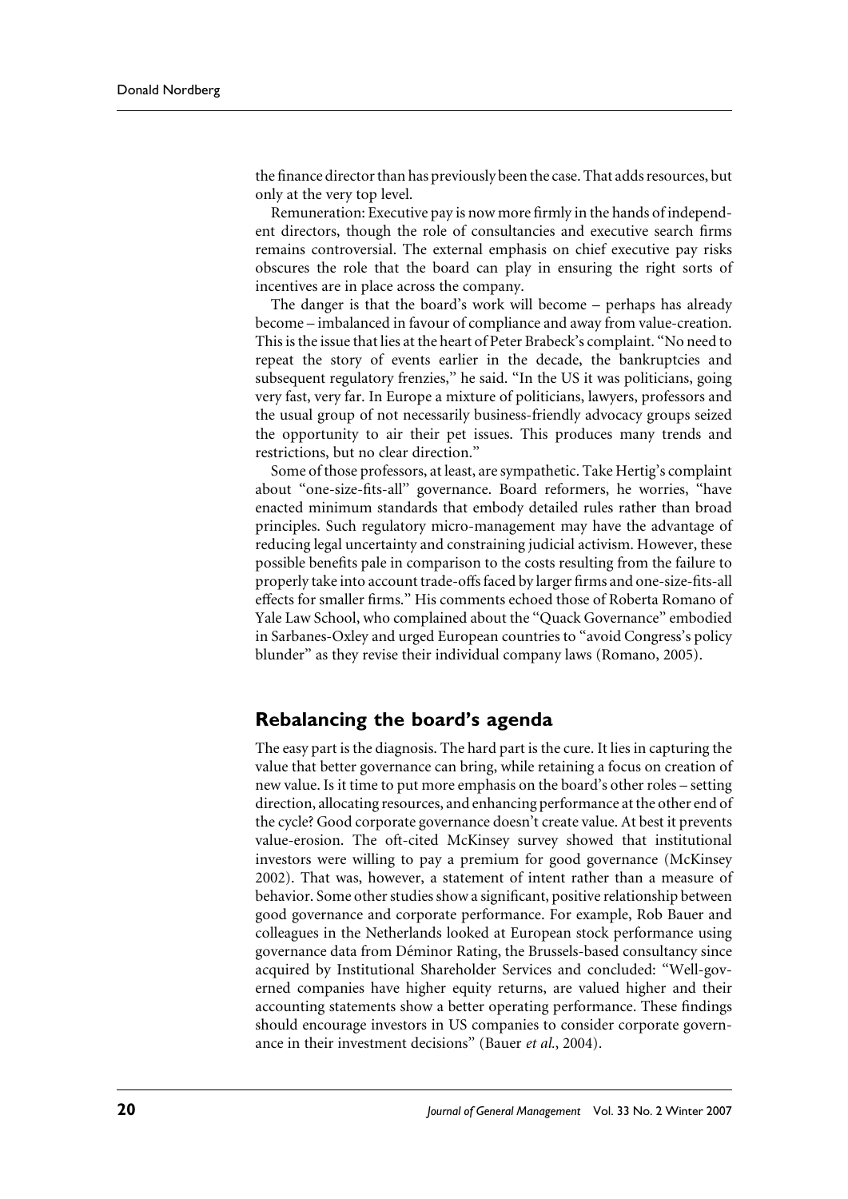the finance director than has previously been the case. That adds resources, but only at the very top level.

Remuneration: Executive pay is now more firmly in the hands of independent directors, though the role of consultancies and executive search firms remains controversial. The external emphasis on chief executive pay risks obscures the role that the board can play in ensuring the right sorts of incentives are in place across the company.

The danger is that the board's work will become – perhaps has already become – imbalanced in favour of compliance and away from value-creation. This is the issue that lies at the heart of Peter Brabeck's complaint. "No need to repeat the story of events earlier in the decade, the bankruptcies and subsequent regulatory frenzies," he said. "In the US it was politicians, going very fast, very far. In Europe a mixture of politicians, lawyers, professors and the usual group of not necessarily business-friendly advocacy groups seized the opportunity to air their pet issues. This produces many trends and restrictions, but no clear direction."

Some of those professors, at least, are sympathetic. Take Hertig's complaint about "one-size-fits-all" governance. Board reformers, he worries, "have enacted minimum standards that embody detailed rules rather than broad principles. Such regulatory micro-management may have the advantage of reducing legal uncertainty and constraining judicial activism. However, these possible benefits pale in comparison to the costs resulting from the failure to properly take into account trade-offs faced by larger firms and one-size-fits-all effects for smaller firms." His comments echoed those of Roberta Romano of Yale Law School, who complained about the "Quack Governance" embodied in Sarbanes-Oxley and urged European countries to "avoid Congress's policy blunder" as they revise their individual company laws (Romano, 2005).

## Rebalancing the board's agenda

The easy part is the diagnosis. The hard part is the cure. It lies in capturing the value that better governance can bring, while retaining a focus on creation of new value. Is it time to put more emphasis on the board's other roles – setting direction, allocating resources, and enhancing performance at the other end of the cycle? Good corporate governance doesn't create value. At best it prevents value-erosion. The oft-cited McKinsey survey showed that institutional investors were willing to pay a premium for good governance (McKinsey 2002). That was, however, a statement of intent rather than a measure of behavior. Some other studies show a significant, positive relationship between good governance and corporate performance. For example, Rob Bauer and colleagues in the Netherlands looked at European stock performance using governance data from Déminor Rating, the Brussels-based consultancy since acquired by Institutional Shareholder Services and concluded: "Well-governed companies have higher equity returns, are valued higher and their accounting statements show a better operating performance. These findings should encourage investors in US companies to consider corporate governance in their investment decisions" (Bauer *et al.*, 2004).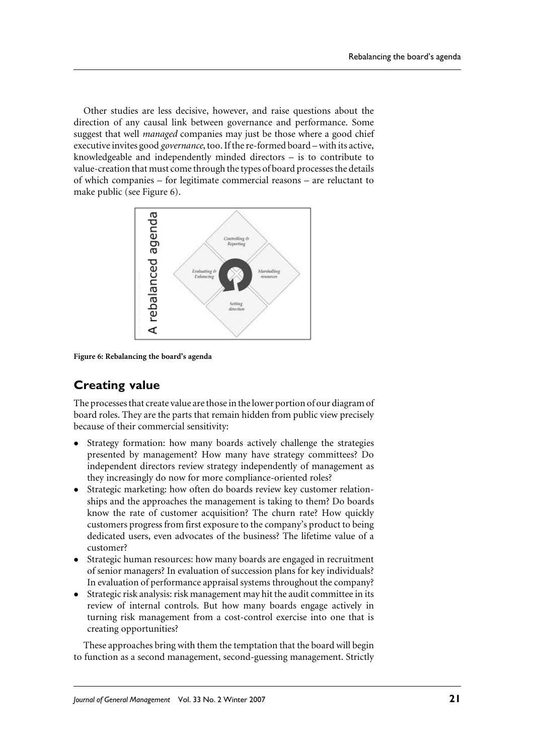Other studies are less decisive, however, and raise questions about the direction of any causal link between governance and performance. Some suggest that well *managed* companies may just be those where a good chief executive invites good *governance*, too. If the re-formed board – with its active, knowledgeable and independently minded directors – is to contribute to value-creation that must come through the types of board processes the details of which companies – for legitimate commercial reasons – are reluctant to make public (see Figure 6).

**Figure 6: Rebalancing the board's agenda**

## Creating value

The processes that create value are those in the lower portion of our diagram of board roles. They are the parts that remain hidden from public view precisely because of their commercial sensitivity:

- Strategy formation: how many boards actively challenge the strategies presented by management? How many have strategy committees? Do independent directors review strategy independently of management as they increasingly do now for more compliance-oriented roles?
- Strategic marketing: how often do boards review key customer relationships and the approaches the management is taking to them? Do boards know the rate of customer acquisition? The churn rate? How quickly customers progress from first exposure to the company's product to being dedicated users, even advocates of the business? The lifetime value of a customer?
- Strategic human resources: how many boards are engaged in recruitment of senior managers? In evaluation of succession plans for key individuals? In evaluation of performance appraisal systems throughout the company?
- Strategic risk analysis: risk management may hit the audit committee in its review of internal controls. But how many boards engage actively in turning risk management from a cost-control exercise into one that is creating opportunities?

These approaches bring with them the temptation that the board will begin to function as a second management, second-guessing management. Strictly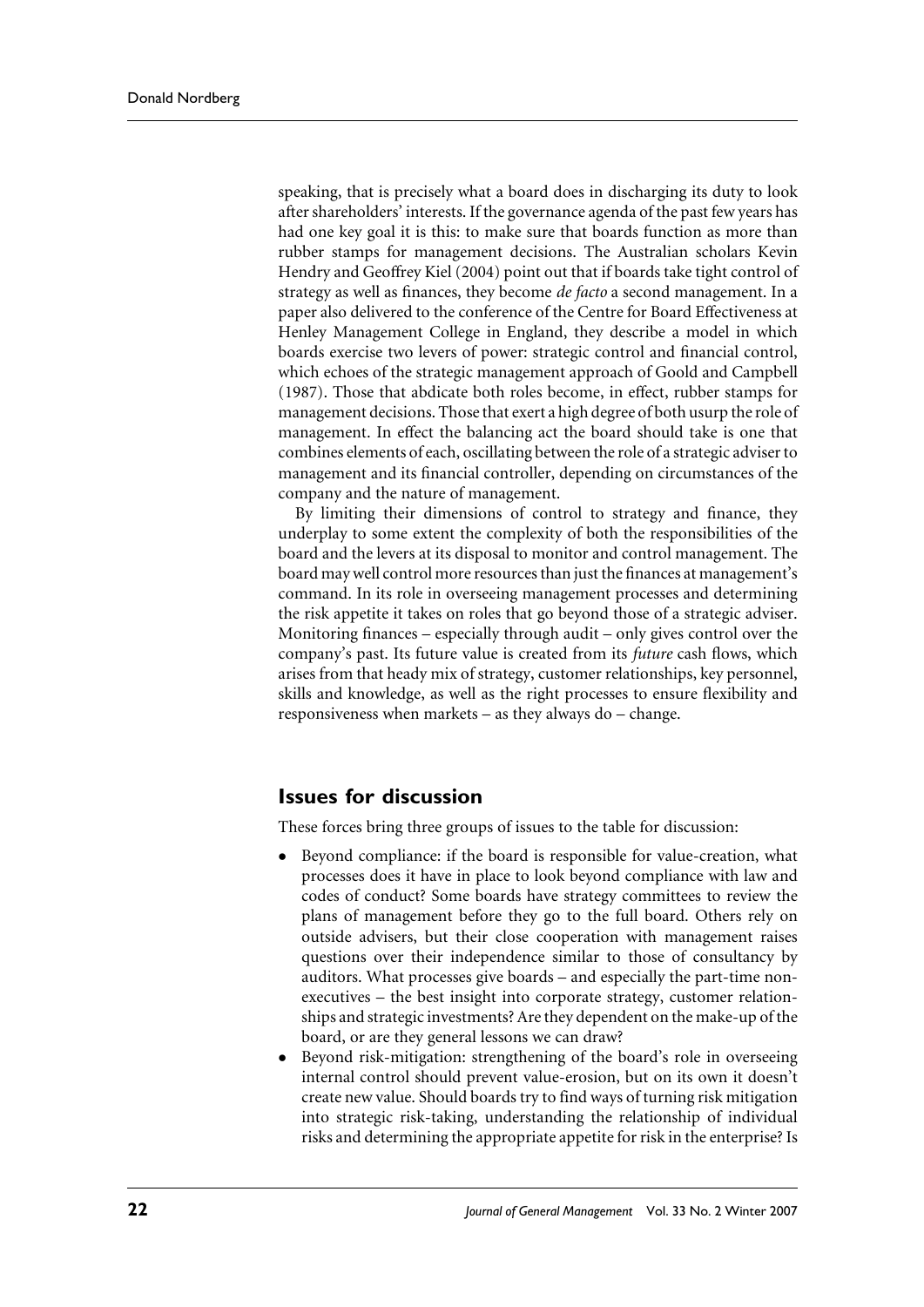speaking, that is precisely what a board does in discharging its duty to look after shareholders' interests. If the governance agenda of the past few years has had one key goal it is this: to make sure that boards function as more than rubber stamps for management decisions. The Australian scholars Kevin Hendry and Geoffrey Kiel (2004) point out that if boards take tight control of strategy as well as finances, they become *de facto* a second management. In a paper also delivered to the conference of the Centre for Board Effectiveness at Henley Management College in England, they describe a model in which boards exercise two levers of power: strategic control and financial control, which echoes of the strategic management approach of Goold and Campbell (1987). Those that abdicate both roles become, in effect, rubber stamps for management decisions. Those that exert a high degree of both usurp the role of management. In effect the balancing act the board should take is one that combines elements of each, oscillating between the role of a strategic adviser to management and its financial controller, depending on circumstances of the company and the nature of management.

By limiting their dimensions of control to strategy and finance, they underplay to some extent the complexity of both the responsibilities of the board and the levers at its disposal to monitor and control management. The board may well control more resources than just the finances at management's command. In its role in overseeing management processes and determining the risk appetite it takes on roles that go beyond those of a strategic adviser. Monitoring finances – especially through audit – only gives control over the company's past. Its future value is created from its *future* cash flows, which arises from that heady mix of strategy, customer relationships, key personnel, skills and knowledge, as well as the right processes to ensure flexibility and responsiveness when markets – as they always do – change.

## Issues for discussion

These forces bring three groups of issues to the table for discussion:

- Beyond compliance: if the board is responsible for value-creation, what processes does it have in place to look beyond compliance with law and codes of conduct? Some boards have strategy committees to review the plans of management before they go to the full board. Others rely on outside advisers, but their close cooperation with management raises questions over their independence similar to those of consultancy by auditors. What processes give boards – and especially the part-time non-executives – the best insight into corporate strategy, customer relationships and strategic investments? Are they dependent on the make-up of the board, or are they general lessons we can draw?
- Beyond risk-mitigation: strengthening of the board's role in overseeing internal control should prevent value-erosion, but on its own it doesn't create new value. Should boards try to find ways of turning risk mitigation into strategic risk-taking, understanding the relationship of individual risks and determining the appropriate appetite for risk in the enterprise? Is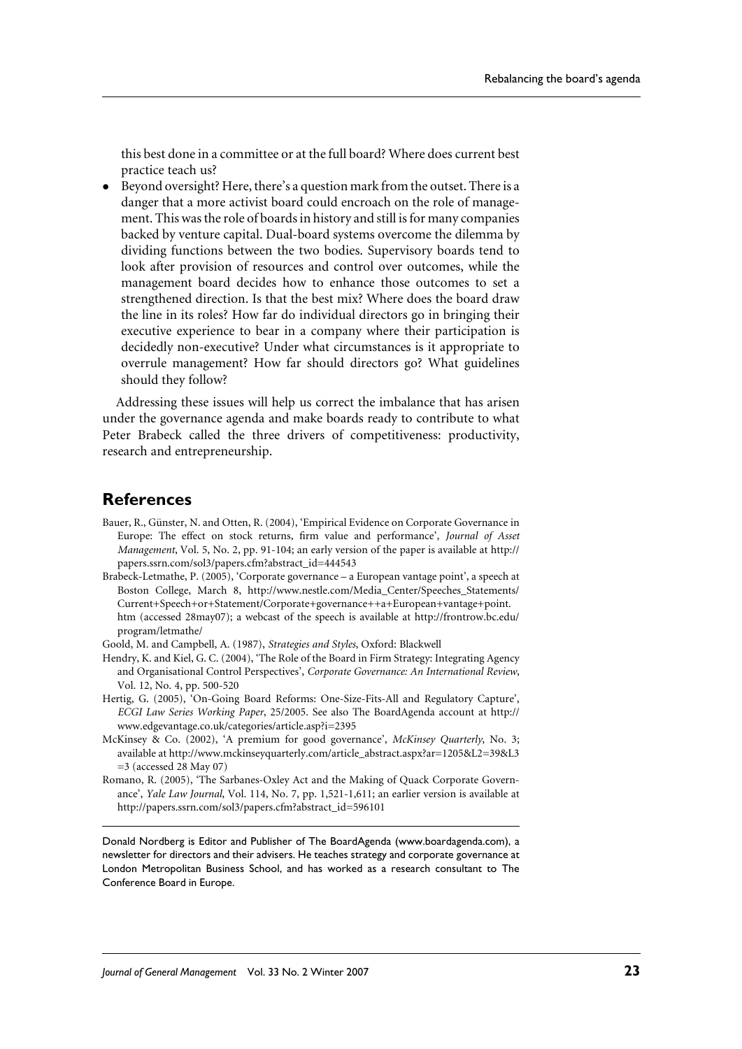this best done in a committee or at the full board? Where does current best practice teach us?

- Beyond oversight? Here, there's a question mark from the outset. There is a danger that a more activist board could encroach on the role of management. This was the role of boards in history and still is for many companies backed by venture capital. Dual-board systems overcome the dilemma by dividing functions between the two bodies. Supervisory boards tend to look after provision of resources and control over outcomes, while the management board decides how to enhance those outcomes to set a strengthened direction. Is that the best mix? Where does the board draw the line in its roles? How far do individual directors go in bringing their executive experience to bear in a company where their participation is decidedly non-executive? Under what circumstances is it appropriate to overrule management? How far should directors go? What guidelines should they follow?

Addressing these issues will help us correct the imbalance that has arisen under the governance agenda and make boards ready to contribute to what Peter Brabeck called the three drivers of competitiveness: productivity, research and entrepreneurship.

## References

Bauer, R., Günster, N. and Otten, R. (2004), 'Empirical Evidence on Corporate Governance in Europe: The effect on stock returns, firm value and performance', *Journal of Asset Management*, Vol. 5, No. 2, pp. 91-104; an early version of the paper is available at http://papers.ssrn.com/sol3/papers.cfm?abstract_id=444543

Brabeck-Letmathe, P. (2005), 'Corporate governance – a European vantage point', a speech at Boston College, March 8, http://www.nestle.com/Media_Center/Speeches_Statements/Current+Speech+or+Statement/Corporate+governance++a+European+vantage+point.htm (accessed 28may07); a webcast of the speech is available at http://frontrow.bc.edu/program/letmathe/

Goold, M. and Campbell, A. (1987), *Strategies and Styles*, Oxford: Blackwell

Hendry, K. and Kiel, G. C. (2004), 'The Role of the Board in Firm Strategy: Integrating Agency and Organisational Control Perspectives', *Corporate Governance: An International Review*, Vol. 12, No. 4, pp. 500-520

Hertig, G. (2005), 'On-Going Board Reforms: One-Size-Fits-All and Regulatory Capture', *ECGI Law Series Working Paper*, 25/2005. See also The BoardAgenda account at http://www.edgevantage.co.uk/categories/article.asp?i=2395

McKinsey & Co. (2002), 'A premium for good governance', *McKinsey Quarterly*, No. 3; available at http://www.mckinseyquarterly.com/article_abstract.aspx?ar=1205&L2=39&L3=3 (accessed 28 May 07)

Romano, R. (2005), 'The Sarbanes-Oxley Act and the Making of Quack Corporate Governance', *Yale Law Journal*, Vol. 114, No. 7, pp. 1,521-1,611; an earlier version is available at http://papers.ssrn.com/sol3/papers.cfm?abstract_id=596101

---

Donald Nordberg is Editor and Publisher of The BoardAgenda (www.boardagenda.com), a newsletter for directors and their advisers. He teaches strategy and corporate governance at London Metropolitan Business School, and has worked as a research consultant to The Conference Board in Europe.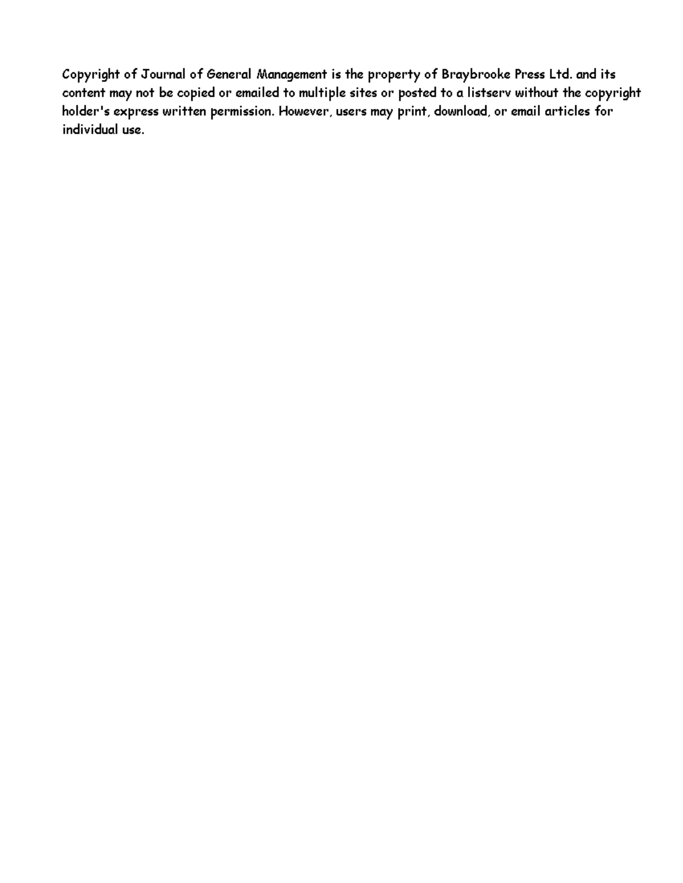Copyright of Journal of General Management is the property of Braybrooke Press Ltd. and its content may not be copied or emailed to multiple sites or posted to a listserv without the copyright holder's express written permission. However, users may print, download, or email articles for individual use.